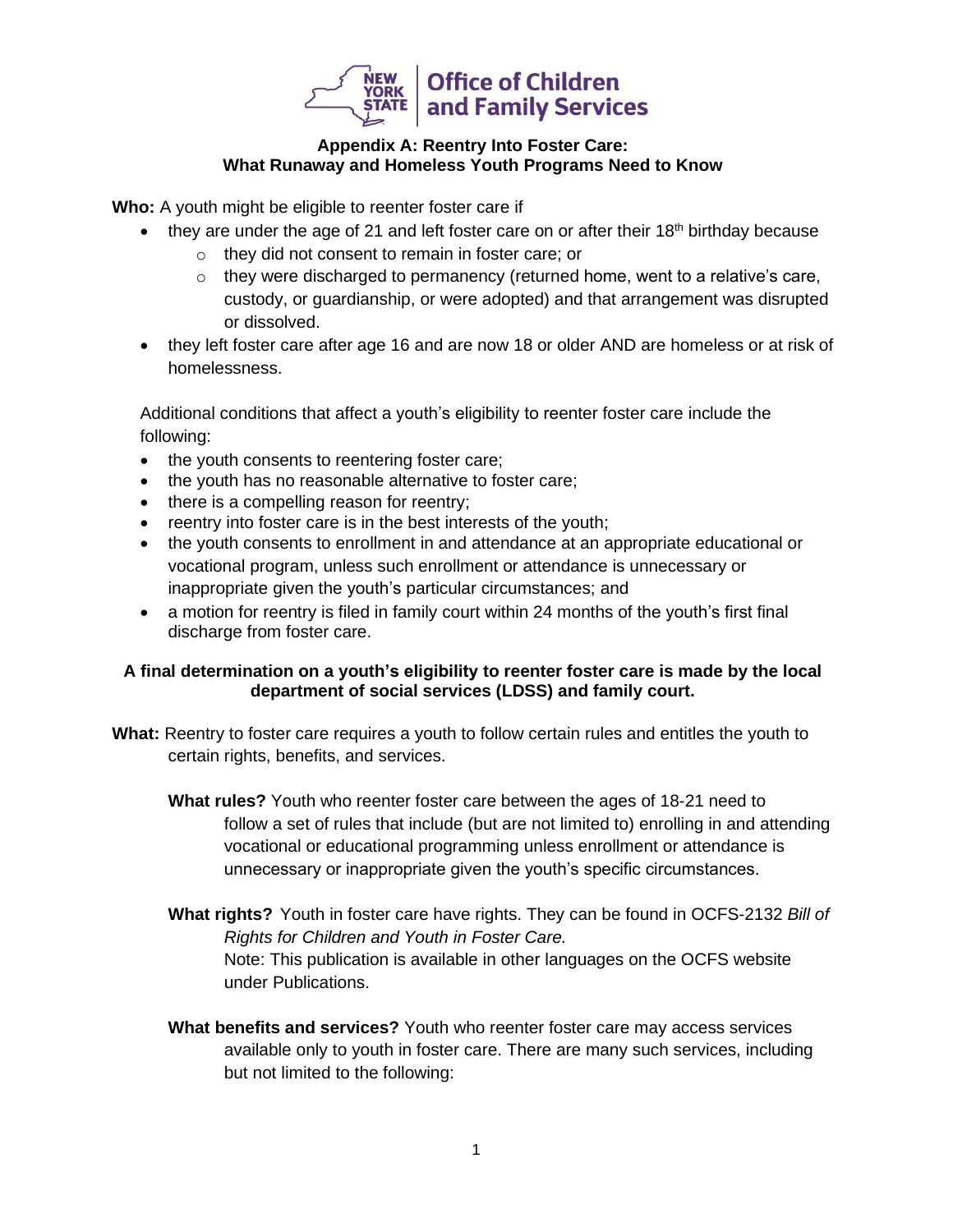**Office of Children and Family Services**

## Appendix A: Reentry Into Foster Care: What Runaway and Homeless Youth Programs Need to Know

**Who:** A youth might be eligible to reenter foster care if

- they are under the age of 21 and left foster care on or after their 18th birthday because
  - they did not consent to remain in foster care; or
  - they were discharged to permanency (returned home, went to a relative's care, custody, or guardianship, or were adopted) and that arrangement was disrupted or dissolved.
- they left foster care after age 16 and are now 18 or older AND are homeless or at risk of homelessness.

Additional conditions that affect a youth's eligibility to reenter foster care include the following:

- the youth consents to reentering foster care;
- the youth has no reasonable alternative to foster care;
- there is a compelling reason for reentry;
- reentry into foster care is in the best interests of the youth;
- the youth consents to enrollment in and attendance at an appropriate educational or vocational program, unless such enrollment or attendance is unnecessary or inappropriate given the youth's particular circumstances; and
- a motion for reentry is filed in family court within 24 months of the youth's first final discharge from foster care.

**A final determination on a youth's eligibility to reenter foster care is made by the local department of social services (LDSS) and family court.**

**What:** Reentry to foster care requires a youth to follow certain rules and entitles the youth to certain rights, benefits, and services.

**What rules?** Youth who reenter foster care between the ages of 18-21 need to follow a set of rules that include (but are not limited to) enrolling in and attending vocational or educational programming unless enrollment or attendance is unnecessary or inappropriate given the youth's specific circumstances.

**What rights?** Youth in foster care have rights. They can be found in OCFS-2132 *Bill of Rights for Children and Youth in Foster Care.*
Note: This publication is available in other languages on the OCFS website under Publications.

**What benefits and services?** Youth who reenter foster care may access services available only to youth in foster care. There are many such services, including but not limited to the following: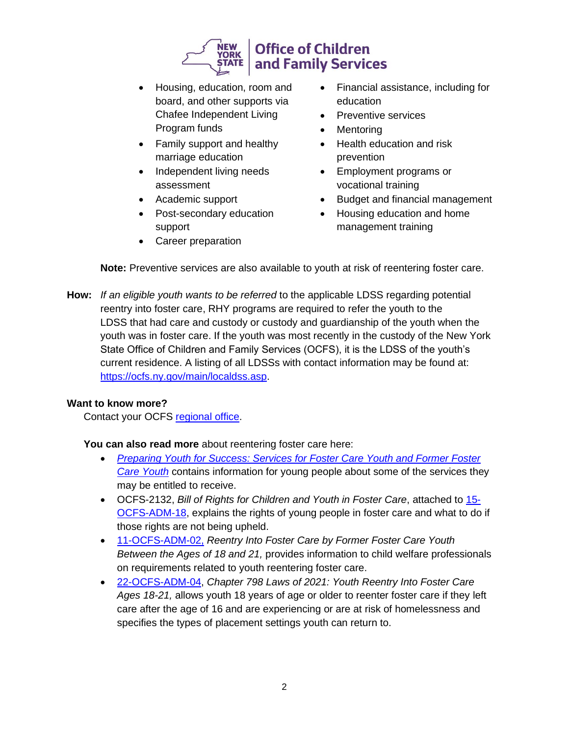- Housing, education, room and board, and other supports via Chafee Independent Living Program funds
- Family support and healthy marriage education
- Independent living needs assessment
- Academic support
- Post-secondary education support
- Career preparation
- Financial assistance, including for education
- Preventive services
- Mentoring
- Health education and risk prevention
- Employment programs or vocational training
- Budget and financial management
- Housing education and home management training

**Note:** Preventive services are also available to youth at risk of reentering foster care.

**How:** *If an eligible youth wants to be referred* to the applicable LDSS regarding potential reentry into foster care, RHY programs are required to refer the youth to the LDSS that had care and custody or custody and guardianship of the youth when the youth was in foster care. If the youth was most recently in the custody of the New York State Office of Children and Family Services (OCFS), it is the LDSS of the youth's current residence. A listing of all LDSSs with contact information may be found at: https://ocfs.ny.gov/main/localdss.asp.

**Want to know more?**

Contact your OCFS regional office.

**You can also read more** about reentering foster care here:

- *Preparing Youth for Success: Services for Foster Care Youth and Former Foster Care Youth* contains information for young people about some of the services they may be entitled to receive.
- OCFS-2132, *Bill of Rights for Children and Youth in Foster Care*, attached to 15-OCFS-ADM-18, explains the rights of young people in foster care and what to do if those rights are not being upheld.
- 11-OCFS-ADM-02, *Reentry Into Foster Care by Former Foster Care Youth Between the Ages of 18 and 21,* provides information to child welfare professionals on requirements related to youth reentering foster care.
- 22-OCFS-ADM-04, *Chapter 798 Laws of 2021: Youth Reentry Into Foster Care Ages 18-21,* allows youth 18 years of age or older to reenter foster care if they left care after the age of 16 and are experiencing or are at risk of homelessness and specifies the types of placement settings youth can return to.